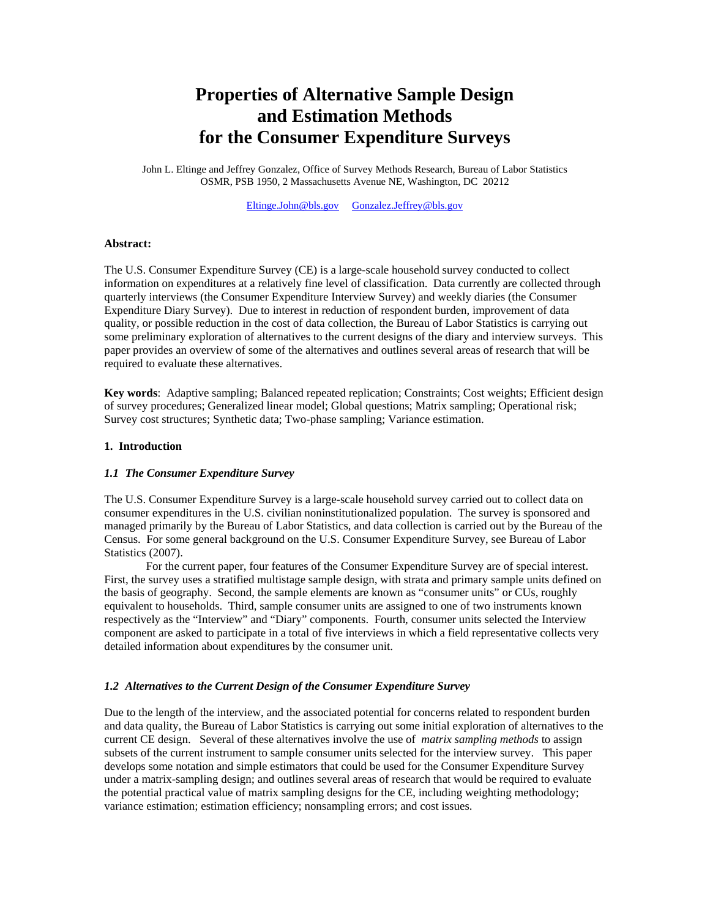# Properties of Alternative Sample Design and Estimation Methods for the Consumer Expenditure Surveys

John L. Eltinge and Jeffrey Gonzalez, Office of Survey Methods Research, Bureau of Labor Statistics
OSMR, PSB 1950, 2 Massachusetts Avenue NE, Washington, DC 20212

Eltinge.John@bls.gov Gonzalez.Jeffrey@bls.gov

**Abstract:**

The U.S. Consumer Expenditure Survey (CE) is a large-scale household survey conducted to collect information on expenditures at a relatively fine level of classification. Data currently are collected through quarterly interviews (the Consumer Expenditure Interview Survey) and weekly diaries (the Consumer Expenditure Diary Survey). Due to interest in reduction of respondent burden, improvement of data quality, or possible reduction in the cost of data collection, the Bureau of Labor Statistics is carrying out some preliminary exploration of alternatives to the current designs of the diary and interview surveys. This paper provides an overview of some of the alternatives and outlines several areas of research that will be required to evaluate these alternatives.

**Key words**: Adaptive sampling; Balanced repeated replication; Constraints; Cost weights; Efficient design of survey procedures; Generalized linear model; Global questions; Matrix sampling; Operational risk; Survey cost structures; Synthetic data; Two-phase sampling; Variance estimation.

## 1. Introduction

### *1.1 The Consumer Expenditure Survey*

The U.S. Consumer Expenditure Survey is a large-scale household survey carried out to collect data on consumer expenditures in the U.S. civilian noninstitutionalized population. The survey is sponsored and managed primarily by the Bureau of Labor Statistics, and data collection is carried out by the Bureau of the Census. For some general background on the U.S. Consumer Expenditure Survey, see Bureau of Labor Statistics (2007).

For the current paper, four features of the Consumer Expenditure Survey are of special interest. First, the survey uses a stratified multistage sample design, with strata and primary sample units defined on the basis of geography. Second, the sample elements are known as "consumer units" or CUs, roughly equivalent to households. Third, sample consumer units are assigned to one of two instruments known respectively as the "Interview" and "Diary" components. Fourth, consumer units selected the Interview component are asked to participate in a total of five interviews in which a field representative collects very detailed information about expenditures by the consumer unit.

### *1.2 Alternatives to the Current Design of the Consumer Expenditure Survey*

Due to the length of the interview, and the associated potential for concerns related to respondent burden and data quality, the Bureau of Labor Statistics is carrying out some initial exploration of alternatives to the current CE design. Several of these alternatives involve the use of *matrix sampling methods* to assign subsets of the current instrument to sample consumer units selected for the interview survey. This paper develops some notation and simple estimators that could be used for the Consumer Expenditure Survey under a matrix-sampling design; and outlines several areas of research that would be required to evaluate the potential practical value of matrix sampling designs for the CE, including weighting methodology; variance estimation; estimation efficiency; nonsampling errors; and cost issues.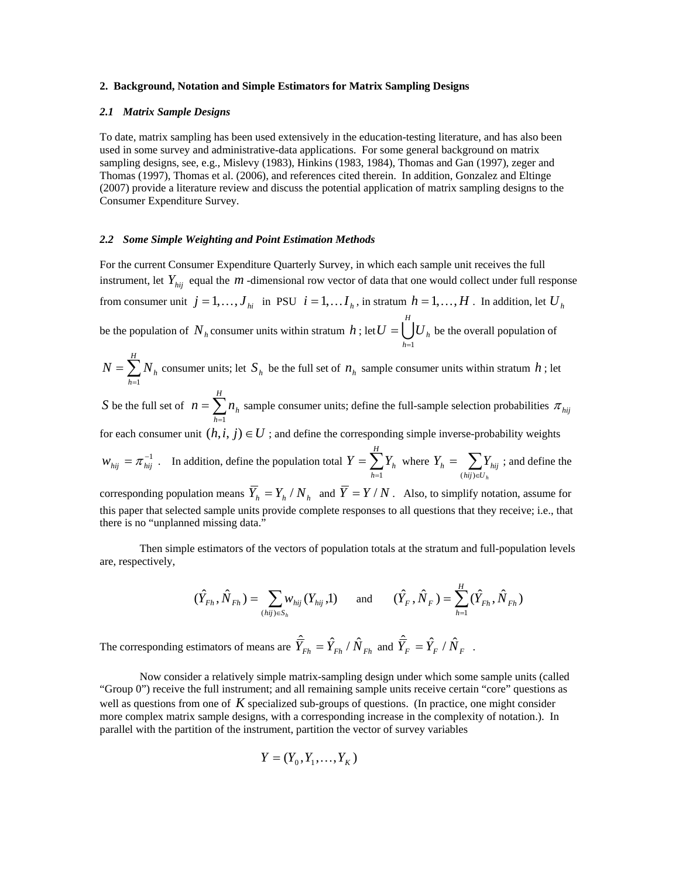## 2. Background, Notation and Simple Estimators for Matrix Sampling Designs

### *2.1 Matrix Sample Designs*

To date, matrix sampling has been used extensively in the education-testing literature, and has also been used in some survey and administrative-data applications. For some general background on matrix sampling designs, see, e.g., Mislevy (1983), Hinkins (1983, 1984), Thomas and Gan (1997), zeger and Thomas (1997), Thomas et al. (2006), and references cited therein. In addition, Gonzalez and Eltinge (2007) provide a literature review and discuss the potential application of matrix sampling designs to the Consumer Expenditure Survey.

### *2.2 Some Simple Weighting and Point Estimation Methods*

For the current Consumer Expenditure Quarterly Survey, in which each sample unit receives the full instrument, let $Y_{hij}$ equal the $m$-dimensional row vector of data that one would collect under full response from consumer unit $j = 1,\ldots, J_{hi}$ in PSU $i = 1,\ldots I_h$, in stratum $h = 1,\ldots, H$. In addition, let $U_h$ be the population of $N_h$ consumer units within stratum $h$; let $U = \bigcup_{h=1}^{H} U_h$ be the overall population of $N = \sum_{h=1}^{H} N_h$ consumer units; let $S_h$ be the full set of $n_h$ sample consumer units within stratum $h$; let $S$ be the full set of $n = \sum_{h=1}^{H} n_h$ sample consumer units; define the full-sample selection probabilities $\pi_{hij}$ for each consumer unit $(h, i, j) \in U$; and define the corresponding simple inverse-probability weights $w_{hij} = \pi_{hij}^{-1}$. In addition, define the population total $Y = \sum_{h=1}^{H} Y_h$ where $Y_h = \sum_{(hij)\in U_h} Y_{hij}$; and define the corresponding population means $\overline{Y}_h = Y_h / N_h$ and $\overline{Y} = Y / N$. Also, to simplify notation, assume for this paper that selected sample units provide complete responses to all questions that they receive; i.e., that there is no "unplanned missing data."

Then simple estimators of the vectors of population totals at the stratum and full-population levels are, respectively,

$$(\hat{Y}_{Fh}, \hat{N}_{Fh}) = \sum_{(hij)\in S_h} w_{hij} (Y_{hij}, 1) \qquad \text{and} \qquad (\hat{Y}_F, \hat{N}_F) = \sum_{h=1}^{H} (\hat{Y}_{Fh}, \hat{N}_{Fh})$$

The corresponding estimators of means are $\hat{\overline{Y}}_{Fh} = \hat{Y}_{Fh} / \hat{N}_{Fh}$ and $\hat{\overline{Y}}_F = \hat{Y}_F / \hat{N}_F$.

Now consider a relatively simple matrix-sampling design under which some sample units (called "Group 0") receive the full instrument; and all remaining sample units receive certain "core" questions as well as questions from one of $K$ specialized sub-groups of questions. (In practice, one might consider more complex matrix sample designs, with a corresponding increase in the complexity of notation.). In parallel with the partition of the instrument, partition the vector of survey variables

$$Y = (Y_0, Y_1, \ldots, Y_K)$$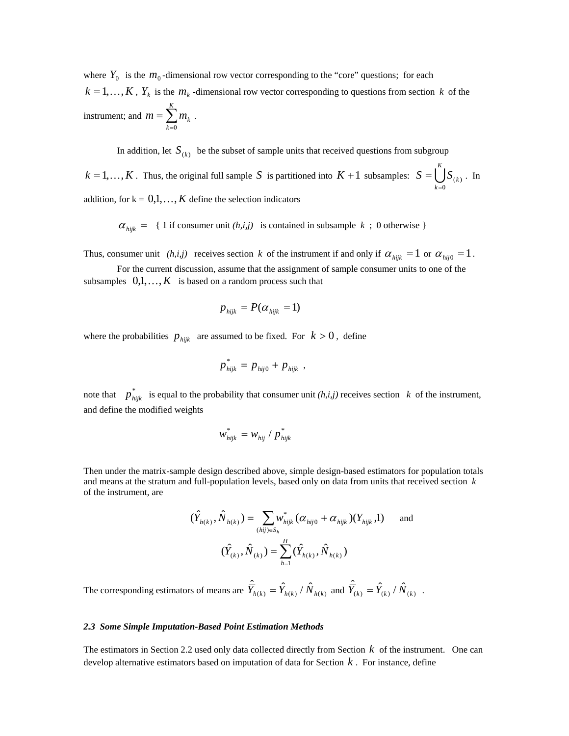where $Y_0$ is the $m_0$-dimensional row vector corresponding to the "core" questions; for each $k = 1, \ldots, K$, $Y_k$ is the $m_k$-dimensional row vector corresponding to questions from section $k$ of the instrument; and $m = \sum_{k=0}^{K} m_k$ .

In addition, let $S_{(k)}$ be the subset of sample units that received questions from subgroup $k = 1, \ldots, K$. Thus, the original full sample $S$ is partitioned into $K+1$ subsamples: $S = \bigcup_{k=0}^{K} S_{(k)}$ . In addition, for k = $0, 1, \ldots, K$ define the selection indicators

$\alpha_{hijk} =$ { 1 if consumer unit *(h,i,j)* is contained in subsample $k$ ; 0 otherwise }

Thus, consumer unit *(h,i,j)* receives section $k$ of the instrument if and only if $\alpha_{hijk} = 1$ or $\alpha_{hij0} = 1$.

For the current discussion, assume that the assignment of sample consumer units to one of the subsamples $0, 1, \ldots, K$ is based on a random process such that

$$p_{hijk} = P(\alpha_{hijk} = 1)$$

where the probabilities $p_{hijk}$ are assumed to be fixed. For $k > 0$, define

$$p^*_{hijk} = p_{hij0} + p_{hijk} \ ,$$

note that $p^*_{hijk}$ is equal to the probability that consumer unit *(h,i,j)* receives section $k$ of the instrument, and define the modified weights

$$w^*_{hijk} = w_{hij} / p^*_{hijk}$$

Then under the matrix-sample design described above, simple design-based estimators for population totals and means at the stratum and full-population levels, based only on data from units that received section $k$ of the instrument, are

$$(\hat{Y}_{h(k)}, \hat{N}_{h(k)}) = \sum_{(hij) \in S_h} w^*_{hijk} (\alpha_{hij0} + \alpha_{hijk})(Y_{hijk}, 1) \quad \text{and}$$

$$(\hat{Y}_{(k)}, \hat{N}_{(k)}) = \sum_{h=1}^{H} (\hat{Y}_{h(k)}, \hat{N}_{h(k)})$$

The corresponding estimators of means are $\hat{\bar{Y}}_{h(k)} = \hat{Y}_{h(k)} / \hat{N}_{h(k)}$ and $\hat{\bar{Y}}_{(k)} = \hat{Y}_{(k)} / \hat{N}_{(k)}$ .

### *2.3 Some Simple Imputation-Based Point Estimation Methods*

The estimators in Section 2.2 used only data collected directly from Section $k$ of the instrument. One can develop alternative estimators based on imputation of data for Section $k$. For instance, define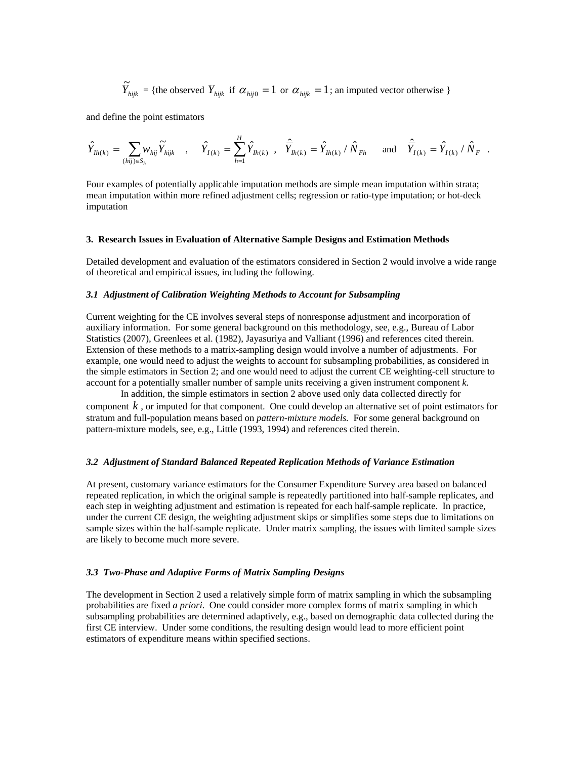$$\tilde{Y}_{hijk} = \{\text{the observed } Y_{hijk} \text{ if } \alpha_{hij0} = 1 \text{ or } \alpha_{hijk} = 1\text{; an imputed vector otherwise }\}$$

and define the point estimators

$$\hat{Y}_{Ih(k)} = \sum_{(hij) \in S_h} w_{hij} \tilde{Y}_{hijk} \quad , \quad \hat{Y}_{I(k)} = \sum_{h=1}^{H} \hat{Y}_{Ih(k)} \quad , \quad \hat{\bar{Y}}_{Ih(k)} = \hat{Y}_{Ih(k)} / \hat{N}_{Fh} \quad \text{and} \quad \hat{\bar{Y}}_{I(k)} = \hat{Y}_{I(k)} / \hat{N}_{F} \quad .$$

Four examples of potentially applicable imputation methods are simple mean imputation within strata; mean imputation within more refined adjustment cells; regression or ratio-type imputation; or hot-deck imputation

## 3. Research Issues in Evaluation of Alternative Sample Designs and Estimation Methods

Detailed development and evaluation of the estimators considered in Section 2 would involve a wide range of theoretical and empirical issues, including the following.

### *3.1 Adjustment of Calibration Weighting Methods to Account for Subsampling*

Current weighting for the CE involves several steps of nonresponse adjustment and incorporation of auxiliary information. For some general background on this methodology, see, e.g., Bureau of Labor Statistics (2007), Greenlees et al. (1982), Jayasuriya and Valliant (1996) and references cited therein. Extension of these methods to a matrix-sampling design would involve a number of adjustments. For example, one would need to adjust the weights to account for subsampling probabilities, as considered in the simple estimators in Section 2; and one would need to adjust the current CE weighting-cell structure to account for a potentially smaller number of sample units receiving a given instrument component *k*.

In addition, the simple estimators in section 2 above used only data collected directly for component $k$, or imputed for that component. One could develop an alternative set of point estimators for stratum and full-population means based on *pattern-mixture models.* For some general background on pattern-mixture models, see, e.g., Little (1993, 1994) and references cited therein.

### *3.2 Adjustment of Standard Balanced Repeated Replication Methods of Variance Estimation*

At present, customary variance estimators for the Consumer Expenditure Survey area based on balanced repeated replication, in which the original sample is repeatedly partitioned into half-sample replicates, and each step in weighting adjustment and estimation is repeated for each half-sample replicate. In practice, under the current CE design, the weighting adjustment skips or simplifies some steps due to limitations on sample sizes within the half-sample replicate. Under matrix sampling, the issues with limited sample sizes are likely to become much more severe.

### *3.3 Two-Phase and Adaptive Forms of Matrix Sampling Designs*

The development in Section 2 used a relatively simple form of matrix sampling in which the subsampling probabilities are fixed *a priori*. One could consider more complex forms of matrix sampling in which subsampling probabilities are determined adaptively, e.g., based on demographic data collected during the first CE interview. Under some conditions, the resulting design would lead to more efficient point estimators of expenditure means within specified sections.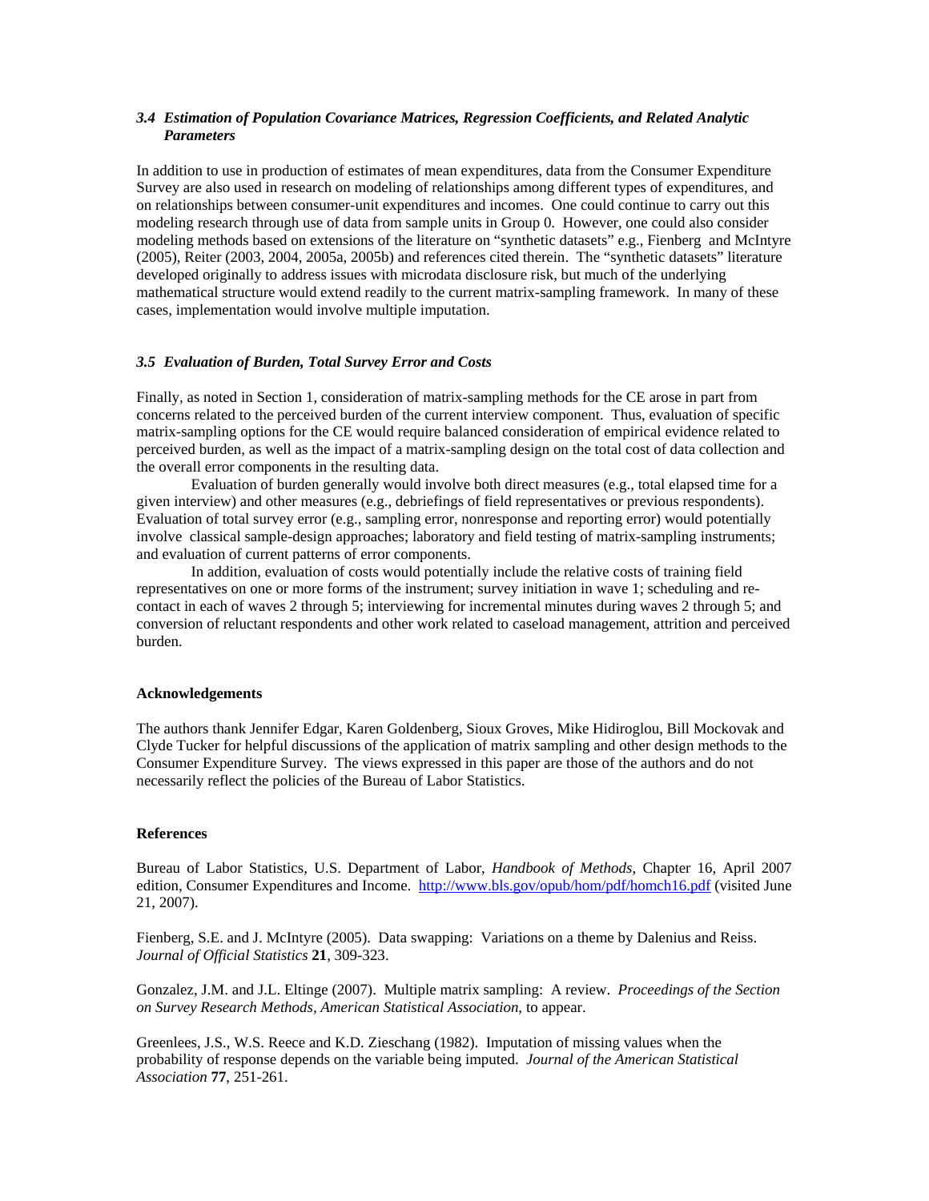### *3.4 Estimation of Population Covariance Matrices, Regression Coefficients, and Related Analytic Parameters*

In addition to use in production of estimates of mean expenditures, data from the Consumer Expenditure Survey are also used in research on modeling of relationships among different types of expenditures, and on relationships between consumer-unit expenditures and incomes. One could continue to carry out this modeling research through use of data from sample units in Group 0. However, one could also consider modeling methods based on extensions of the literature on "synthetic datasets" e.g., Fienberg and McIntyre (2005), Reiter (2003, 2004, 2005a, 2005b) and references cited therein. The "synthetic datasets" literature developed originally to address issues with microdata disclosure risk, but much of the underlying mathematical structure would extend readily to the current matrix-sampling framework. In many of these cases, implementation would involve multiple imputation.

### *3.5 Evaluation of Burden, Total Survey Error and Costs*

Finally, as noted in Section 1, consideration of matrix-sampling methods for the CE arose in part from concerns related to the perceived burden of the current interview component. Thus, evaluation of specific matrix-sampling options for the CE would require balanced consideration of empirical evidence related to perceived burden, as well as the impact of a matrix-sampling design on the total cost of data collection and the overall error components in the resulting data.

Evaluation of burden generally would involve both direct measures (e.g., total elapsed time for a given interview) and other measures (e.g., debriefings of field representatives or previous respondents). Evaluation of total survey error (e.g., sampling error, nonresponse and reporting error) would potentially involve classical sample-design approaches; laboratory and field testing of matrix-sampling instruments; and evaluation of current patterns of error components.

In addition, evaluation of costs would potentially include the relative costs of training field representatives on one or more forms of the instrument; survey initiation in wave 1; scheduling and re-contact in each of waves 2 through 5; interviewing for incremental minutes during waves 2 through 5; and conversion of reluctant respondents and other work related to caseload management, attrition and perceived burden.

**Acknowledgements**

The authors thank Jennifer Edgar, Karen Goldenberg, Sioux Groves, Mike Hidiroglou, Bill Mockovak and Clyde Tucker for helpful discussions of the application of matrix sampling and other design methods to the Consumer Expenditure Survey. The views expressed in this paper are those of the authors and do not necessarily reflect the policies of the Bureau of Labor Statistics.

**References**

Bureau of Labor Statistics, U.S. Department of Labor, *Handbook of Methods*, Chapter 16, April 2007 edition, Consumer Expenditures and Income. http://www.bls.gov/opub/hom/pdf/homch16.pdf (visited June 21, 2007).

Fienberg, S.E. and J. McIntyre (2005). Data swapping: Variations on a theme by Dalenius and Reiss. *Journal of Official Statistics* **21**, 309-323.

Gonzalez, J.M. and J.L. Eltinge (2007). Multiple matrix sampling: A review. *Proceedings of the Section on Survey Research Methods, American Statistical Association*, to appear.

Greenlees, J.S., W.S. Reece and K.D. Zieschang (1982). Imputation of missing values when the probability of response depends on the variable being imputed. *Journal of the American Statistical Association* **77**, 251-261.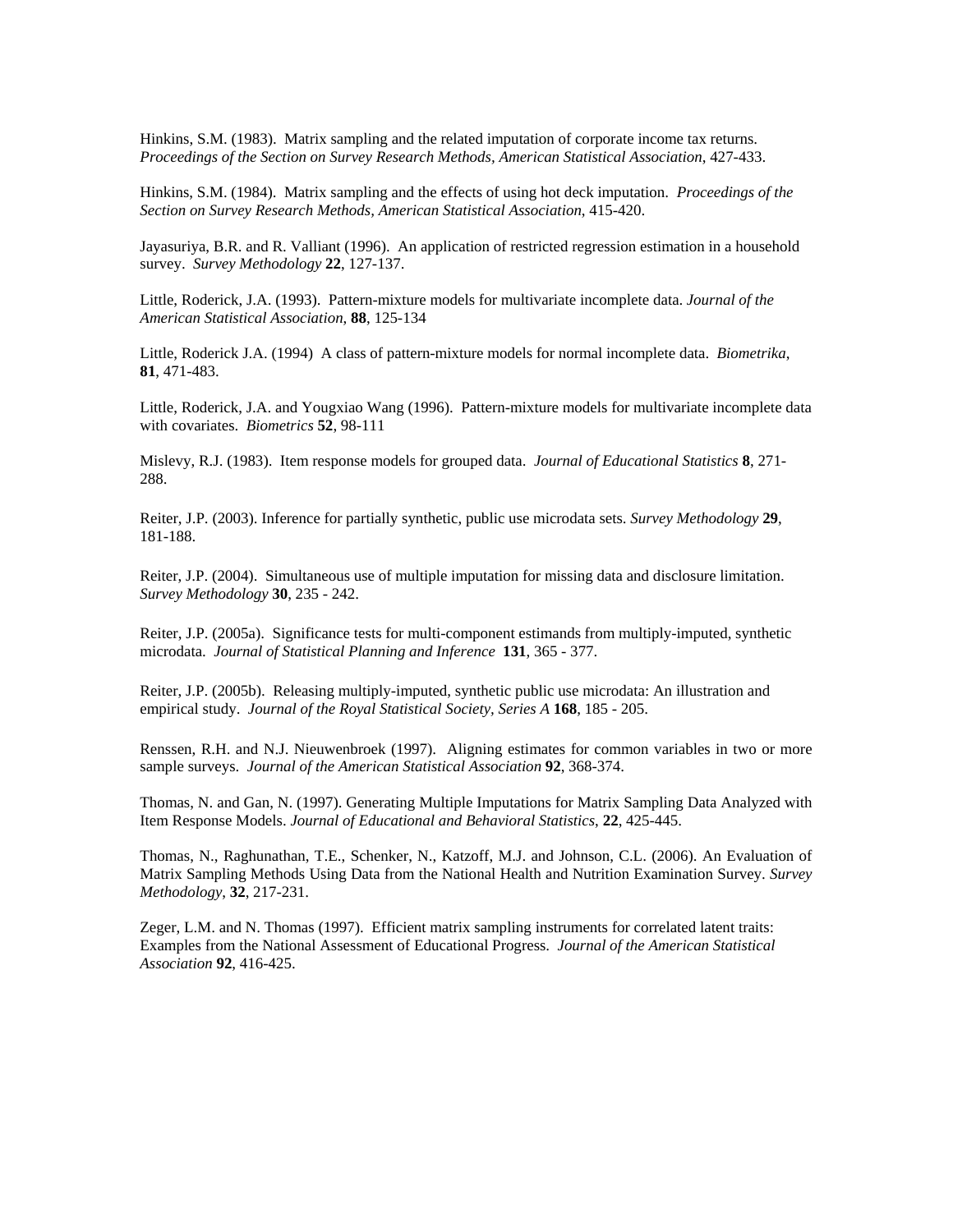Hinkins, S.M. (1983). Matrix sampling and the related imputation of corporate income tax returns. *Proceedings of the Section on Survey Research Methods, American Statistical Association*, 427-433.

Hinkins, S.M. (1984). Matrix sampling and the effects of using hot deck imputation. *Proceedings of the Section on Survey Research Methods, American Statistical Association*, 415-420.

Jayasuriya, B.R. and R. Valliant (1996). An application of restricted regression estimation in a household survey. *Survey Methodology* **22**, 127-137.

Little, Roderick, J.A. (1993). Pattern-mixture models for multivariate incomplete data. *Journal of the American Statistical Association*, **88**, 125-134

Little, Roderick J.A. (1994) A class of pattern-mixture models for normal incomplete data. *Biometrika*, **81**, 471-483.

Little, Roderick, J.A. and Yougxiao Wang (1996). Pattern-mixture models for multivariate incomplete data with covariates. *Biometrics* **52**, 98-111

Mislevy, R.J. (1983). Item response models for grouped data. *Journal of Educational Statistics* **8**, 271-288.

Reiter, J.P. (2003). Inference for partially synthetic, public use microdata sets. *Survey Methodology* **29**, 181-188.

Reiter, J.P. (2004). Simultaneous use of multiple imputation for missing data and disclosure limitation. *Survey Methodology* **30**, 235 - 242.

Reiter, J.P. (2005a). Significance tests for multi-component estimands from multiply-imputed, synthetic microdata. *Journal of Statistical Planning and Inference* **131**, 365 - 377.

Reiter, J.P. (2005b). Releasing multiply-imputed, synthetic public use microdata: An illustration and empirical study. *Journal of the Royal Statistical Society, Series A* **168**, 185 - 205.

Renssen, R.H. and N.J. Nieuwenbroek (1997). Aligning estimates for common variables in two or more sample surveys. *Journal of the American Statistical Association* **92**, 368-374.

Thomas, N. and Gan, N. (1997). Generating Multiple Imputations for Matrix Sampling Data Analyzed with Item Response Models. *Journal of Educational and Behavioral Statistics*, **22**, 425-445.

Thomas, N., Raghunathan, T.E., Schenker, N., Katzoff, M.J. and Johnson, C.L. (2006). An Evaluation of Matrix Sampling Methods Using Data from the National Health and Nutrition Examination Survey. *Survey Methodology*, **32**, 217-231.

Zeger, L.M. and N. Thomas (1997). Efficient matrix sampling instruments for correlated latent traits: Examples from the National Assessment of Educational Progress. *Journal of the American Statistical Association* **92**, 416-425.